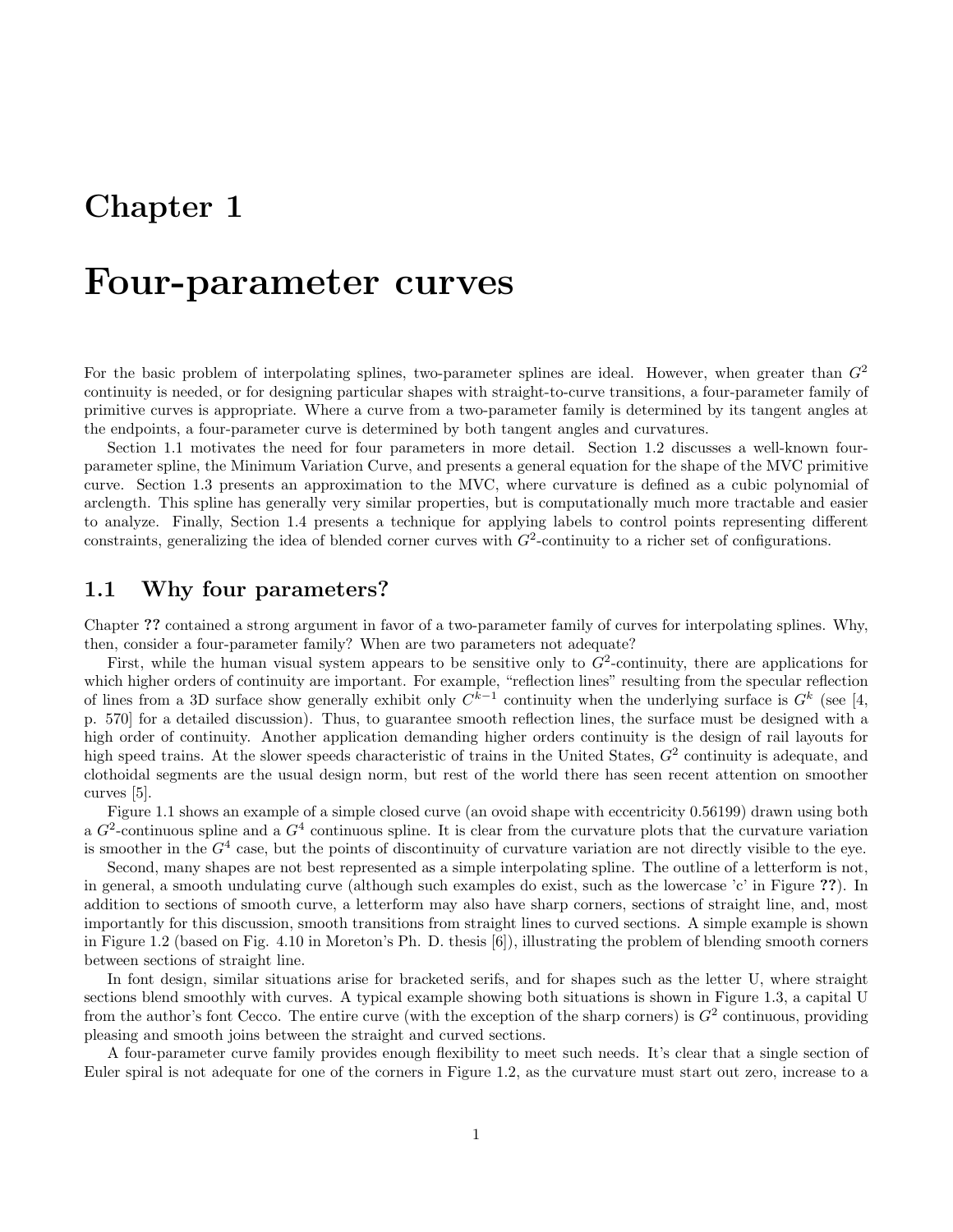# Chapter 1

# Four-parameter curves

For the basic problem of interpolating splines, two-parameter splines are ideal. However, when greater than $G^2$ continuity is needed, or for designing particular shapes with straight-to-curve transitions, a four-parameter family of primitive curves is appropriate. Where a curve from a two-parameter family is determined by its tangent angles at the endpoints, a four-parameter curve is determined by both tangent angles and curvatures.

Section 1.1 motivates the need for four parameters in more detail. Section 1.2 discusses a well-known four-parameter spline, the Minimum Variation Curve, and presents a general equation for the shape of the MVC primitive curve. Section 1.3 presents an approximation to the MVC, where curvature is defined as a cubic polynomial of arclength. This spline has generally very similar properties, but is computationally much more tractable and easier to analyze. Finally, Section 1.4 presents a technique for applying labels to control points representing different constraints, generalizing the idea of blended corner curves with $G^2$-continuity to a richer set of configurations.

## 1.1 Why four parameters?

Chapter **??** contained a strong argument in favor of a two-parameter family of curves for interpolating splines. Why, then, consider a four-parameter family? When are two parameters not adequate?

First, while the human visual system appears to be sensitive only to $G^2$-continuity, there are applications for which higher orders of continuity are important. For example, "reflection lines" resulting from the specular reflection of lines from a 3D surface show generally exhibit only $C^{k-1}$ continuity when the underlying surface is $G^k$ (see [4, p. 570] for a detailed discussion). Thus, to guarantee smooth reflection lines, the surface must be designed with a high order of continuity. Another application demanding higher orders continuity is the design of rail layouts for high speed trains. At the slower speeds characteristic of trains in the United States, $G^2$ continuity is adequate, and clothoidal segments are the usual design norm, but rest of the world there has seen recent attention on smoother curves [5].

Figure 1.1 shows an example of a simple closed curve (an ovoid shape with eccentricity 0.56199) drawn using both a $G^2$-continuous spline and a $G^4$ continuous spline. It is clear from the curvature plots that the curvature variation is smoother in the $G^4$ case, but the points of discontinuity of curvature variation are not directly visible to the eye.

Second, many shapes are not best represented as a simple interpolating spline. The outline of a letterform is not, in general, a smooth undulating curve (although such examples do exist, such as the lowercase 'c' in Figure **??**). In addition to sections of smooth curve, a letterform may also have sharp corners, sections of straight line, and, most importantly for this discussion, smooth transitions from straight lines to curved sections. A simple example is shown in Figure 1.2 (based on Fig. 4.10 in Moreton's Ph. D. thesis [6]), illustrating the problem of blending smooth corners between sections of straight line.

In font design, similar situations arise for bracketed serifs, and for shapes such as the letter U, where straight sections blend smoothly with curves. A typical example showing both situations is shown in Figure 1.3, a capital U from the author's font Cecco. The entire curve (with the exception of the sharp corners) is $G^2$ continuous, providing pleasing and smooth joins between the straight and curved sections.

A four-parameter curve family provides enough flexibility to meet such needs. It's clear that a single section of Euler spiral is not adequate for one of the corners in Figure 1.2, as the curvature must start out zero, increase to a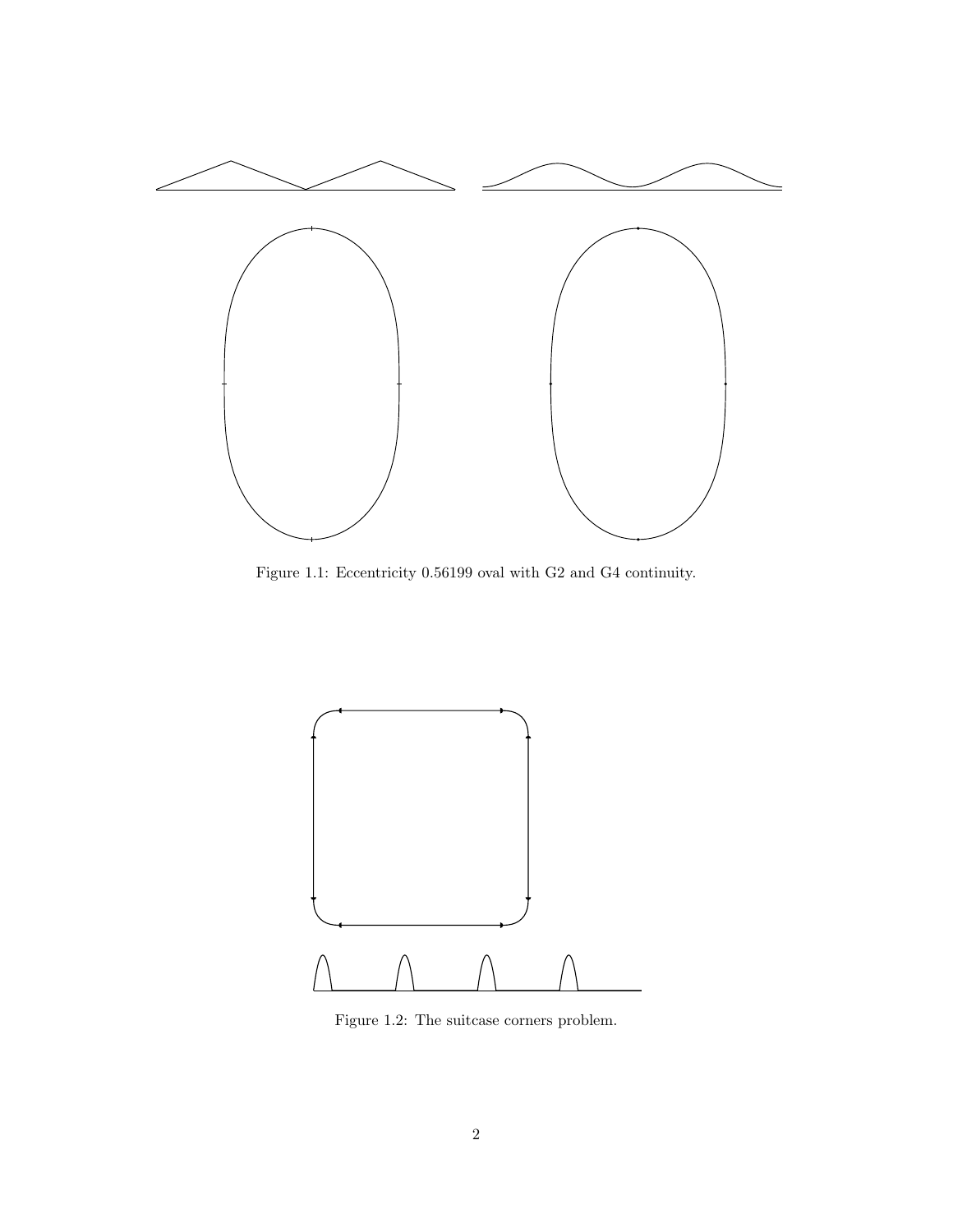Figure 1.1: Eccentricity 0.56199 oval with G2 and G4 continuity.

Figure 1.2: The suitcase corners problem.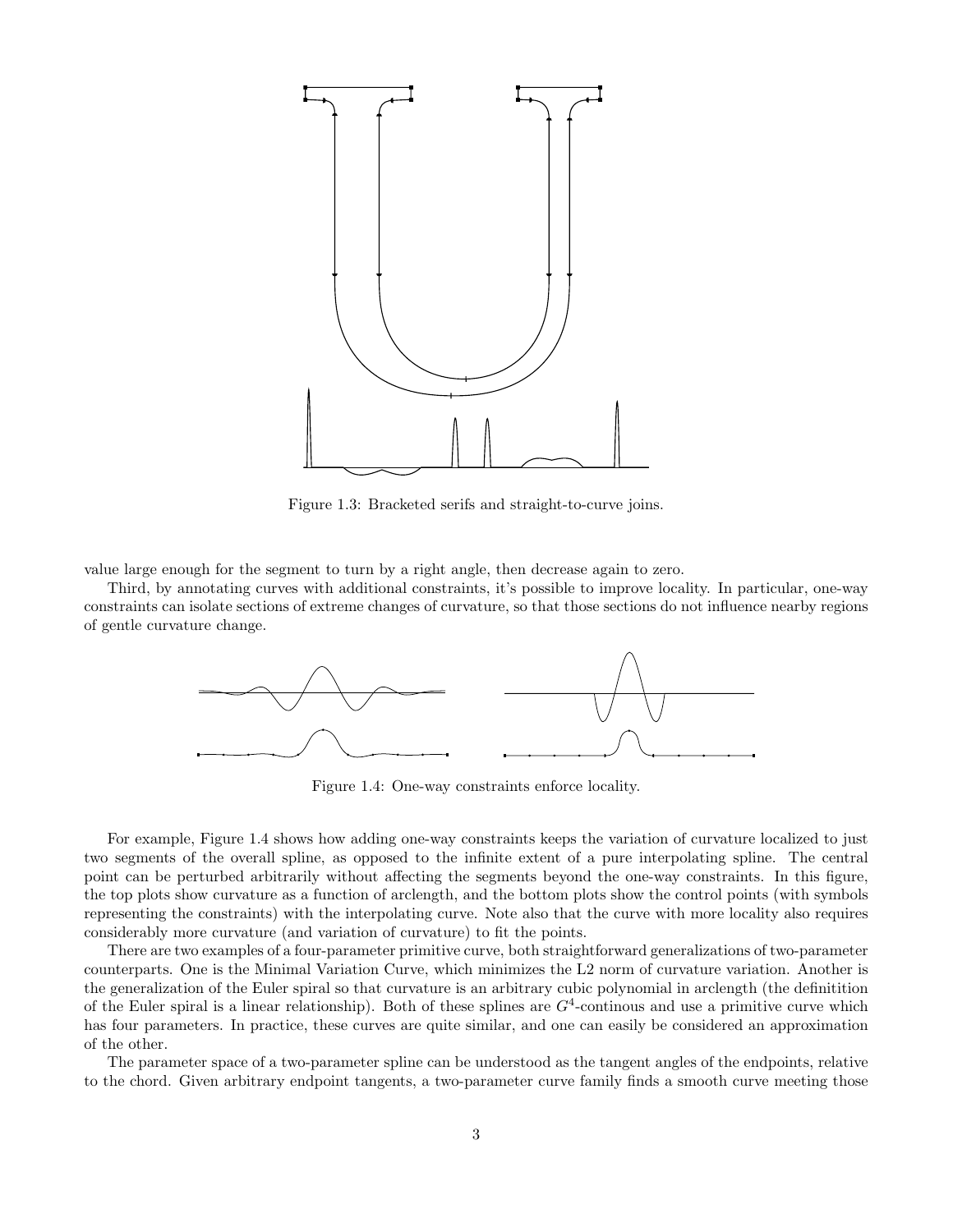Figure 1.3: Bracketed serifs and straight-to-curve joins.

value large enough for the segment to turn by a right angle, then decrease again to zero.

Third, by annotating curves with additional constraints, it's possible to improve locality. In particular, one-way constraints can isolate sections of extreme changes of curvature, so that those sections do not influence nearby regions of gentle curvature change.

Figure 1.4: One-way constraints enforce locality.

For example, Figure 1.4 shows how adding one-way constraints keeps the variation of curvature localized to just two segments of the overall spline, as opposed to the infinite extent of a pure interpolating spline. The central point can be perturbed arbitrarily without affecting the segments beyond the one-way constraints. In this figure, the top plots show curvature as a function of arclength, and the bottom plots show the control points (with symbols representing the constraints) with the interpolating curve. Note also that the curve with more locality also requires considerably more curvature (and variation of curvature) to fit the points.

There are two examples of a four-parameter primitive curve, both straightforward generalizations of two-parameter counterparts. One is the Minimal Variation Curve, which minimizes the L2 norm of curvature variation. Another is the generalization of the Euler spiral so that curvature is an arbitrary cubic polynomial in arclength (the definitition of the Euler spiral is a linear relationship). Both of these splines are $G^4$-continous and use a primitive curve which has four parameters. In practice, these curves are quite similar, and one can easily be considered an approximation of the other.

The parameter space of a two-parameter spline can be understood as the tangent angles of the endpoints, relative to the chord. Given arbitrary endpoint tangents, a two-parameter curve family finds a smooth curve meeting those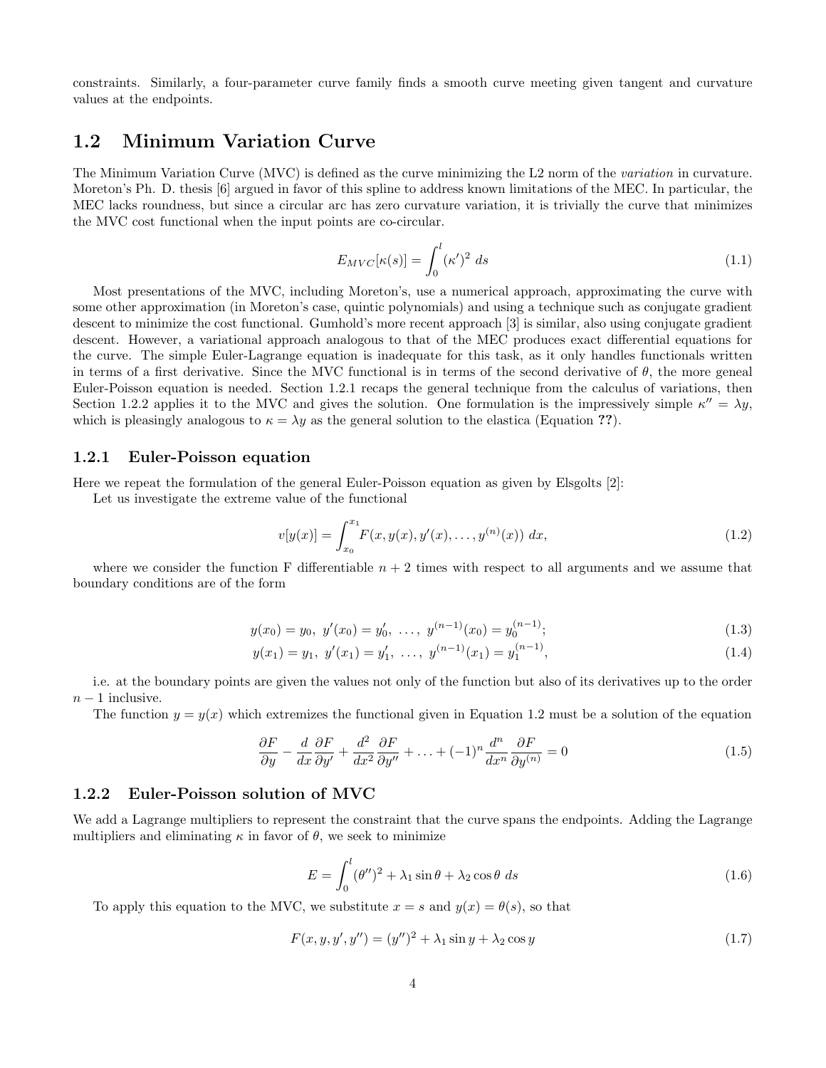constraints. Similarly, a four-parameter curve family finds a smooth curve meeting given tangent and curvature values at the endpoints.

## 1.2 Minimum Variation Curve

The Minimum Variation Curve (MVC) is defined as the curve minimizing the L2 norm of the *variation* in curvature. Moreton's Ph. D. thesis [6] argued in favor of this spline to address known limitations of the MEC. In particular, the MEC lacks roundness, but since a circular arc has zero curvature variation, it is trivially the curve that minimizes the MVC cost functional when the input points are co-circular.

$$E_{MVC}[\kappa(s)] = \int_0^l (\kappa')^2 \; ds \tag{1.1}$$

Most presentations of the MVC, including Moreton's, use a numerical approach, approximating the curve with some other approximation (in Moreton's case, quintic polynomials) and using a technique such as conjugate gradient descent to minimize the cost functional. Gumhold's more recent approach [3] is similar, also using conjugate gradient descent. However, a variational approach analogous to that of the MEC produces exact differential equations for the curve. The simple Euler-Lagrange equation is inadequate for this task, as it only handles functionals written in terms of a first derivative. Since the MVC functional is in terms of the second derivative of $\theta$, the more geneal Euler-Poisson equation is needed. Section 1.2.1 recaps the general technique from the calculus of variations, then Section 1.2.2 applies it to the MVC and gives the solution. One formulation is the impressively simple $\kappa'' = \lambda y$, which is pleasingly analogous to $\kappa = \lambda y$ as the general solution to the elastica (Equation **??**).

### 1.2.1 Euler-Poisson equation

Here we repeat the formulation of the general Euler-Poisson equation as given by Elsgolts [2]:

Let us investigate the extreme value of the functional

$$v[y(x)] = \int_{x_0}^{x_1} F(x, y(x), y'(x), \ldots, y^{(n)}(x)) \; dx, \tag{1.2}$$

where we consider the function F differentiable $n+2$ times with respect to all arguments and we assume that boundary conditions are of the form

$$y(x_0) = y_0,\; y'(x_0) = y_0',\; \ldots,\; y^{(n-1)}(x_0) = y_0^{(n-1)}; \tag{1.3}$$

$$y(x_1) = y_1,\; y'(x_1) = y_1',\; \ldots,\; y^{(n-1)}(x_1) = y_1^{(n-1)}, \tag{1.4}$$

i.e. at the boundary points are given the values not only of the function but also of its derivatives up to the order $n-1$ inclusive.

The function $y = y(x)$ which extremizes the functional given in Equation 1.2 must be a solution of the equation

$$\frac{\partial F}{\partial y} - \frac{d}{dx}\frac{\partial F}{\partial y'} + \frac{d^2}{dx^2}\frac{\partial F}{\partial y''} + \ldots + (-1)^n \frac{d^n}{dx^n}\frac{\partial F}{\partial y^{(n)}} = 0 \tag{1.5}$$

### 1.2.2 Euler-Poisson solution of MVC

We add a Lagrange multipliers to represent the constraint that the curve spans the endpoints. Adding the Lagrange multipliers and eliminating $\kappa$ in favor of $\theta$, we seek to minimize

$$E = \int_0^l (\theta'')^2 + \lambda_1 \sin\theta + \lambda_2 \cos\theta \; ds \tag{1.6}$$

To apply this equation to the MVC, we substitute $x = s$ and $y(x) = \theta(s)$, so that

$$F(x, y, y', y'') = (y'')^2 + \lambda_1 \sin y + \lambda_2 \cos y \tag{1.7}$$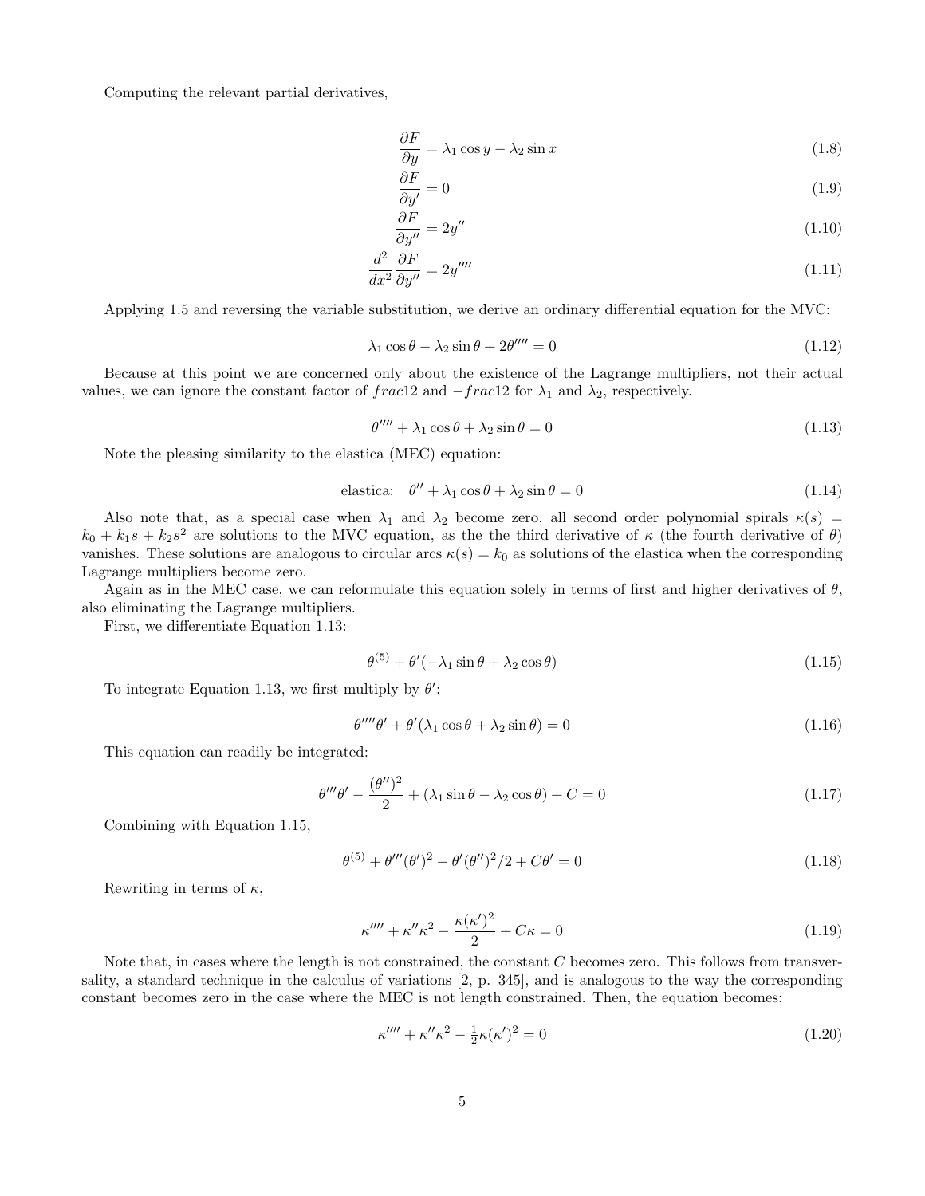Computing the relevant partial derivatives,

$$\frac{\partial F}{\partial y} = \lambda_1 \cos y - \lambda_2 \sin x \tag{1.8}$$

$$\frac{\partial F}{\partial y'} = 0 \tag{1.9}$$

$$\frac{\partial F}{\partial y''} = 2y'' \tag{1.10}$$

$$\frac{d^2}{dx^2}\frac{\partial F}{\partial y''} = 2y'''' \tag{1.11}$$

Applying 1.5 and reversing the variable substitution, we derive an ordinary differential equation for the MVC:

$$\lambda_1 \cos\theta - \lambda_2 \sin\theta + 2\theta'''' = 0 \tag{1.12}$$

Because at this point we are concerned only about the existence of the Lagrange multipliers, not their actual values, we can ignore the constant factor of $frac12$ and $-frac12$ for $\lambda_1$ and $\lambda_2$, respectively.

$$\theta'''' + \lambda_1 \cos\theta + \lambda_2 \sin\theta = 0 \tag{1.13}$$

Note the pleasing similarity to the elastica (MEC) equation:

$$\text{elastica:} \quad \theta'' + \lambda_1 \cos\theta + \lambda_2 \sin\theta = 0 \tag{1.14}$$

Also note that, as a special case when $\lambda_1$ and $\lambda_2$ become zero, all second order polynomial spirals $\kappa(s) = k_0 + k_1 s + k_2 s^2$ are solutions to the MVC equation, as the the third derivative of $\kappa$ (the fourth derivative of $\theta$) vanishes. These solutions are analogous to circular arcs $\kappa(s) = k_0$ as solutions of the elastica when the corresponding Lagrange multipliers become zero.

Again as in the MEC case, we can reformulate this equation solely in terms of first and higher derivatives of $\theta$, also eliminating the Lagrange multipliers.

First, we differentiate Equation 1.13:

$$\theta^{(5)} + \theta'(-\lambda_1 \sin\theta + \lambda_2 \cos\theta) \tag{1.15}$$

To integrate Equation 1.13, we first multiply by $\theta'$:

$$\theta''''\theta' + \theta'(\lambda_1 \cos\theta + \lambda_2 \sin\theta) = 0 \tag{1.16}$$

This equation can readily be integrated:

$$\theta'''\theta' - \frac{(\theta'')^2}{2} + (\lambda_1 \sin\theta - \lambda_2 \cos\theta) + C = 0 \tag{1.17}$$

Combining with Equation 1.15,

$$\theta^{(5)} + \theta'''(\theta')^2 - \theta'(\theta'')^2/2 + C\theta' = 0 \tag{1.18}$$

Rewriting in terms of $\kappa$,

$$\kappa'''' + \kappa''\kappa^2 - \frac{\kappa(\kappa')^2}{2} + C\kappa = 0 \tag{1.19}$$

Note that, in cases where the length is not constrained, the constant $C$ becomes zero. This follows from transversality, a standard technique in the calculus of variations [2, p. 345], and is analogous to the way the corresponding constant becomes zero in the case where the MEC is not length constrained. Then, the equation becomes:

$$\kappa'''' + \kappa''\kappa^2 - \tfrac{1}{2}\kappa(\kappa')^2 = 0 \tag{1.20}$$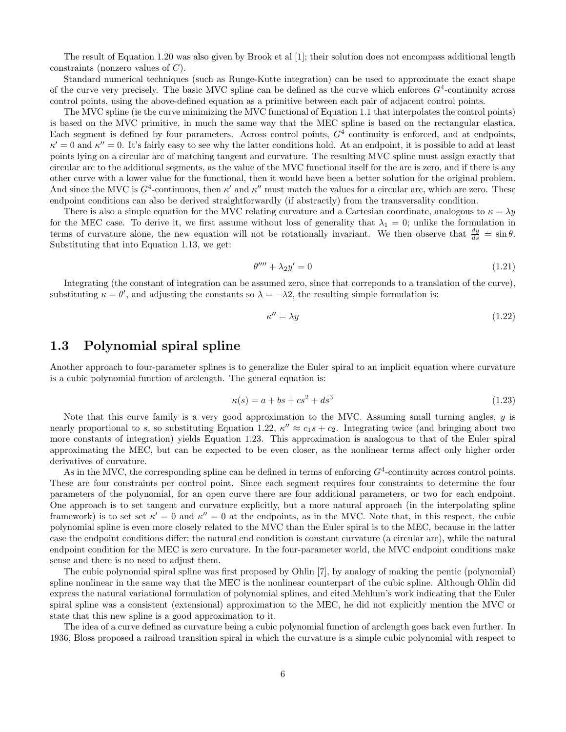The result of Equation 1.20 was also given by Brook et al [1]; their solution does not encompass additional length constraints (nonzero values of $C$).

Standard numerical techniques (such as Runge-Kutte integration) can be used to approximate the exact shape of the curve very precisely. The basic MVC spline can be defined as the curve which enforces $G^4$-continuity across control points, using the above-defined equation as a primitive between each pair of adjacent control points.

The MVC spline (ie the curve minimizing the MVC functional of Equation 1.1 that interpolates the control points) is based on the MVC primitive, in much the same way that the MEC spline is based on the rectangular elastica. Each segment is defined by four parameters. Across control points, $G^4$ continuity is enforced, and at endpoints, $\kappa' = 0$ and $\kappa'' = 0$. It's fairly easy to see why the latter conditions hold. At an endpoint, it is possible to add at least points lying on a circular arc of matching tangent and curvature. The resulting MVC spline must assign exactly that circular arc to the additional segments, as the value of the MVC functional itself for the arc is zero, and if there is any other curve with a lower value for the functional, then it would have been a better solution for the original problem. And since the MVC is $G^4$-continuous, then $\kappa'$ and $\kappa''$ must match the values for a circular arc, which are zero. These endpoint conditions can also be derived straightforwardly (if abstractly) from the transversality condition.

There is also a simple equation for the MVC relating curvature and a Cartesian coordinate, analogous to $\kappa = \lambda y$ for the MEC case. To derive it, we first assume without loss of generality that $\lambda_1 = 0$; unlike the formulation in terms of curvature alone, the new equation will not be rotationally invariant. We then observe that $\frac{dy}{ds} = \sin\theta$. Substituting that into Equation 1.13, we get:

$$\theta'''' + \lambda_2 y' = 0 \tag{1.21}$$

Integrating (the constant of integration can be assumed zero, since that correponds to a translation of the curve), substituting $\kappa = \theta'$, and adjusting the constants so $\lambda = -\lambda 2$, the resulting simple formulation is:

$$\kappa'' = \lambda y \tag{1.22}$$

## 1.3 Polynomial spiral spline

Another approach to four-parameter splines is to generalize the Euler spiral to an implicit equation where curvature is a cubic polynomial function of arclength. The general equation is:

$$\kappa(s) = a + bs + cs^2 + ds^3 \tag{1.23}$$

Note that this curve family is a very good approximation to the MVC. Assuming small turning angles, $y$ is nearly proportional to $s$, so substituting Equation 1.22, $\kappa'' \approx c_1 s + c_2$. Integrating twice (and bringing about two more constants of integration) yields Equation 1.23. This approximation is analogous to that of the Euler spiral approximating the MEC, but can be expected to be even closer, as the nonlinear terms affect only higher order derivatives of curvature.

As in the MVC, the corresponding spline can be defined in terms of enforcing $G^4$-continuity across control points. These are four constraints per control point. Since each segment requires four constraints to determine the four parameters of the polynomial, for an open curve there are four additional parameters, or two for each endpoint. One approach is to set tangent and curvature explicitly, but a more natural approach (in the interpolating spline framework) is to set set $\kappa' = 0$ and $\kappa'' = 0$ at the endpoints, as in the MVC. Note that, in this respect, the cubic polynomial spline is even more closely related to the MVC than the Euler spiral is to the MEC, because in the latter case the endpoint conditions differ; the natural end condition is constant curvature (a circular arc), while the natural endpoint condition for the MEC is zero curvature. In the four-parameter world, the MVC endpoint conditions make sense and there is no need to adjust them.

The cubic polynomial spiral spline was first proposed by Ohlin [7], by analogy of making the pentic (polynomial) spline nonlinear in the same way that the MEC is the nonlinear counterpart of the cubic spline. Although Ohlin did express the natural variational formulation of polynomial splines, and cited Mehlum's work indicating that the Euler spiral spline was a consistent (extensional) approximation to the MEC, he did not explicitly mention the MVC or state that this new spline is a good approximation to it.

The idea of a curve defined as curvature being a cubic polynomial function of arclength goes back even further. In 1936, Bloss proposed a railroad transition spiral in which the curvature is a simple cubic polynomial with respect to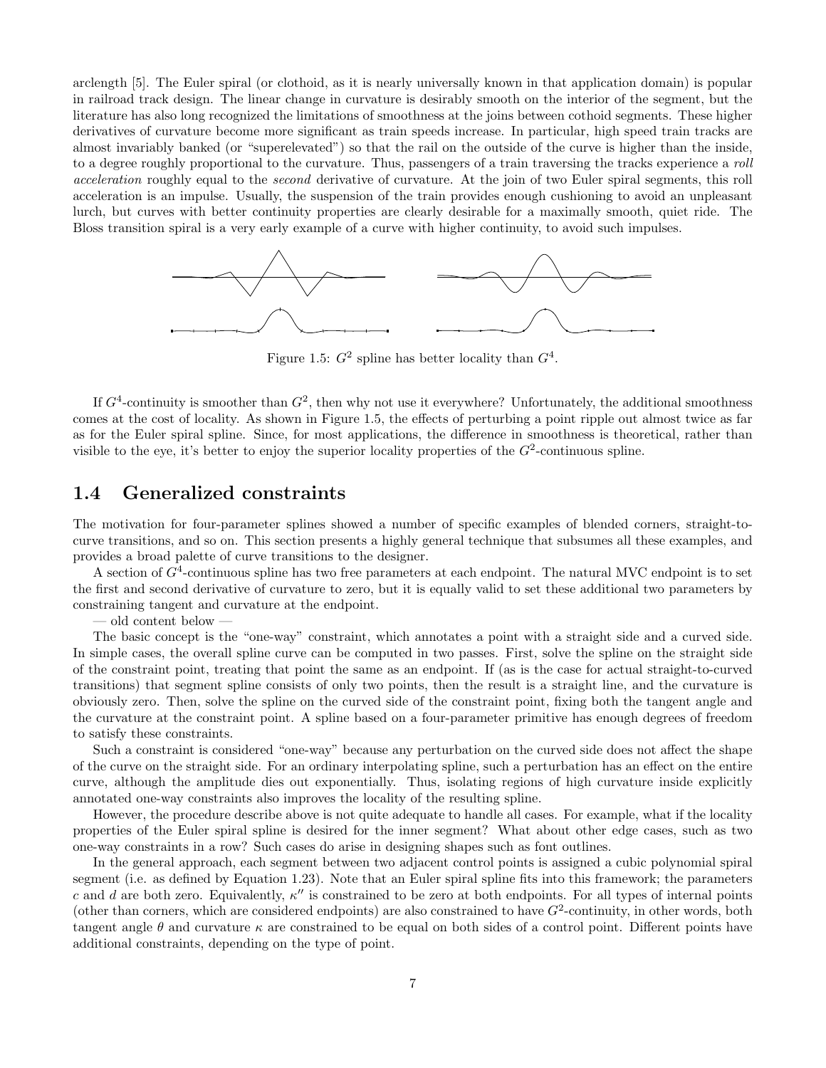arclength [5]. The Euler spiral (or clothoid, as it is nearly universally known in that application domain) is popular in railroad track design. The linear change in curvature is desirably smooth on the interior of the segment, but the literature has also long recognized the limitations of smoothness at the joins between cothoid segments. These higher derivatives of curvature become more significant as train speeds increase. In particular, high speed train tracks are almost invariably banked (or "superelevated") so that the rail on the outside of the curve is higher than the inside, to a degree roughly proportional to the curvature. Thus, passengers of a train traversing the tracks experience a *roll acceleration* roughly equal to the *second* derivative of curvature. At the join of two Euler spiral segments, this roll acceleration is an impulse. Usually, the suspension of the train provides enough cushioning to avoid an unpleasant lurch, but curves with better continuity properties are clearly desirable for a maximally smooth, quiet ride. The Bloss transition spiral is a very early example of a curve with higher continuity, to avoid such impulses.

Figure 1.5: $G^2$ spline has better locality than $G^4$.

If $G^4$-continuity is smoother than $G^2$, then why not use it everywhere? Unfortunately, the additional smoothness comes at the cost of locality. As shown in Figure 1.5, the effects of perturbing a point ripple out almost twice as far as for the Euler spiral spline. Since, for most applications, the difference in smoothness is theoretical, rather than visible to the eye, it's better to enjoy the superior locality properties of the $G^2$-continuous spline.

## 1.4 Generalized constraints

The motivation for four-parameter splines showed a number of specific examples of blended corners, straight-to-curve transitions, and so on. This section presents a highly general technique that subsumes all these examples, and provides a broad palette of curve transitions to the designer.

A section of $G^4$-continuous spline has two free parameters at each endpoint. The natural MVC endpoint is to set the first and second derivative of curvature to zero, but it is equally valid to set these additional two parameters by constraining tangent and curvature at the endpoint.

— old content below —

The basic concept is the "one-way" constraint, which annotates a point with a straight side and a curved side. In simple cases, the overall spline curve can be computed in two passes. First, solve the spline on the straight side of the constraint point, treating that point the same as an endpoint. If (as is the case for actual straight-to-curved transitions) that segment spline consists of only two points, then the result is a straight line, and the curvature is obviously zero. Then, solve the spline on the curved side of the constraint point, fixing both the tangent angle and the curvature at the constraint point. A spline based on a four-parameter primitive has enough degrees of freedom to satisfy these constraints.

Such a constraint is considered "one-way" because any perturbation on the curved side does not affect the shape of the curve on the straight side. For an ordinary interpolating spline, such a perturbation has an effect on the entire curve, although the amplitude dies out exponentially. Thus, isolating regions of high curvature inside explicitly annotated one-way constraints also improves the locality of the resulting spline.

However, the procedure describe above is not quite adequate to handle all cases. For example, what if the locality properties of the Euler spiral spline is desired for the inner segment? What about other edge cases, such as two one-way constraints in a row? Such cases do arise in designing shapes such as font outlines.

In the general approach, each segment between two adjacent control points is assigned a cubic polynomial spiral segment (i.e. as defined by Equation 1.23). Note that an Euler spiral spline fits into this framework; the parameters $c$ and $d$ are both zero. Equivalently, $\kappa''$ is constrained to be zero at both endpoints. For all types of internal points (other than corners, which are considered endpoints) are also constrained to have $G^2$-continuity, in other words, both tangent angle $\theta$ and curvature $\kappa$ are constrained to be equal on both sides of a control point. Different points have additional constraints, depending on the type of point.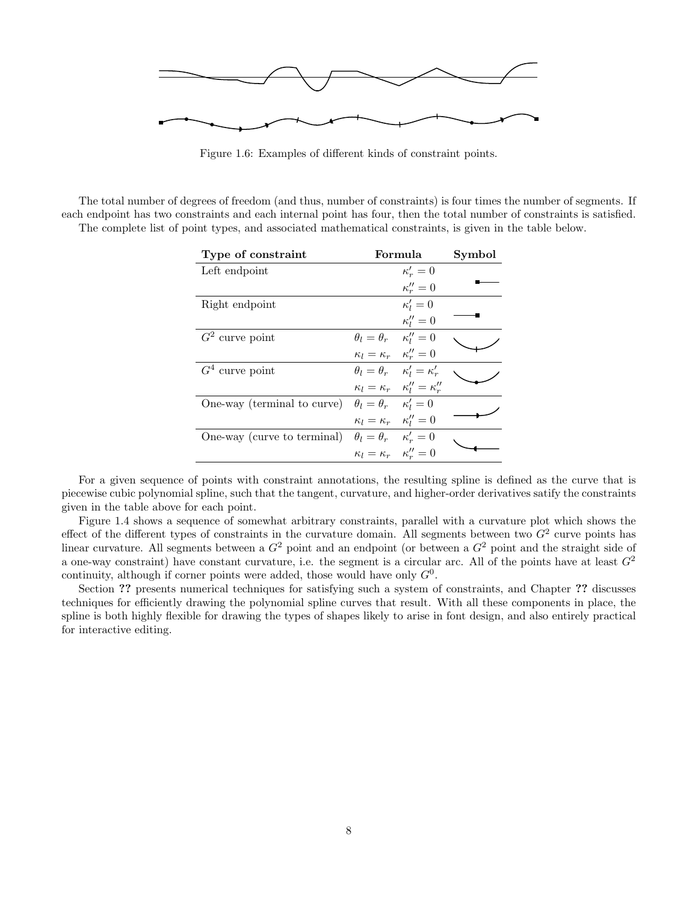Figure 1.6: Examples of different kinds of constraint points.

The total number of degrees of freedom (and thus, number of constraints) is four times the number of segments. If each endpoint has two constraints and each internal point has four, then the total number of constraints is satisfied.

The complete list of point types, and associated mathematical constraints, is given in the table below.

| Type of constraint | Formula | | Symbol |
|---|---|---|---|
| Left endpoint | | $\kappa'_r = 0$ | |
| | | $\kappa''_r = 0$ | |
| Right endpoint | | $\kappa'_l = 0$ | |
| | | $\kappa''_l = 0$ | |
| $G^2$ curve point | $\theta_l = \theta_r$ | $\kappa''_l = 0$ | |
| | $\kappa_l = \kappa_r$ | $\kappa''_r = 0$ | |
| $G^4$ curve point | $\theta_l = \theta_r$ | $\kappa'_l = \kappa'_r$ | |
| | $\kappa_l = \kappa_r$ | $\kappa''_l = \kappa''_r$ | |
| One-way (terminal to curve) | $\theta_l = \theta_r$ | $\kappa'_l = 0$ | |
| | $\kappa_l = \kappa_r$ | $\kappa''_l = 0$ | |
| One-way (curve to terminal) | $\theta_l = \theta_r$ | $\kappa'_r = 0$ | |
| | $\kappa_l = \kappa_r$ | $\kappa''_r = 0$ | |

For a given sequence of points with constraint annotations, the resulting spline is defined as the curve that is piecewise cubic polynomial spline, such that the tangent, curvature, and higher-order derivatives satisfy the constraints given in the table above for each point.

Figure 1.4 shows a sequence of somewhat arbitrary constraints, parallel with a curvature plot which shows the effect of the different types of constraints in the curvature domain. All segments between two $G^2$ curve points has linear curvature. All segments between a $G^2$ point and an endpoint (or between a $G^2$ point and the straight side of a one-way constraint) have constant curvature, i.e. the segment is a circular arc. All of the points have at least $G^2$ continuity, although if corner points were added, those would have only $G^0$.

Section **??** presents numerical techniques for satisfying such a system of constraints, and Chapter **??** discusses techniques for efficiently drawing the polynomial spline curves that result. With all these components in place, the spline is both highly flexible for drawing the types of shapes likely to arise in font design, and also entirely practical for interactive editing.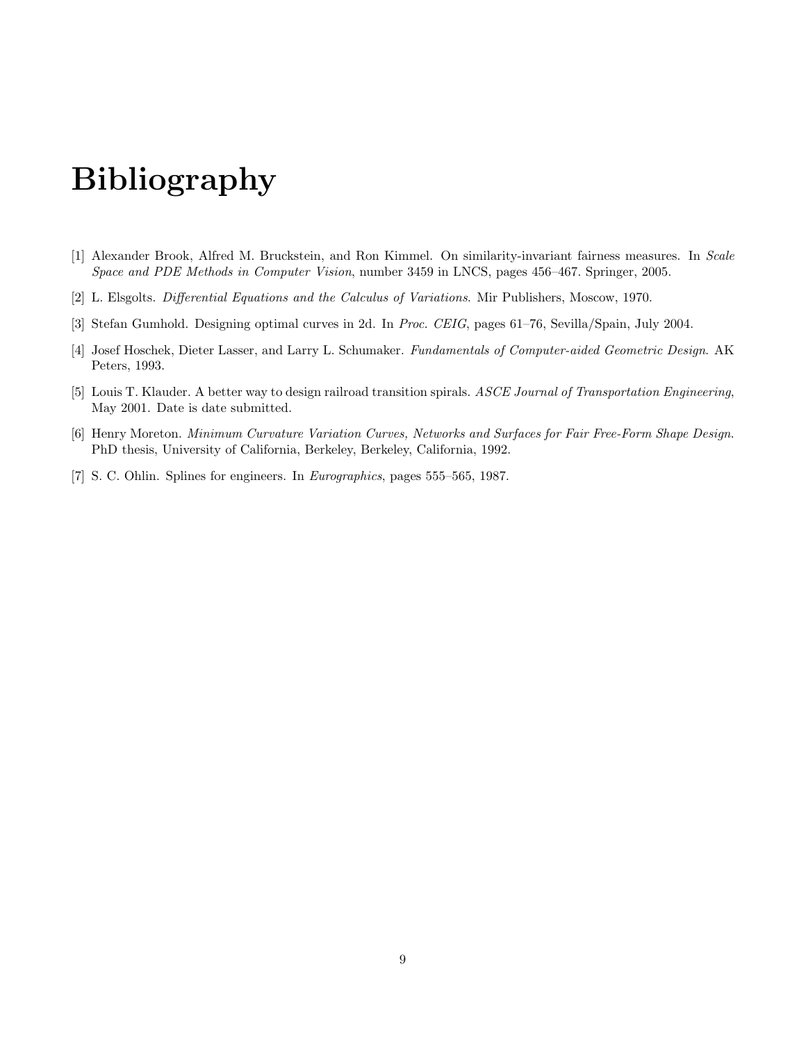# Bibliography

[1] Alexander Brook, Alfred M. Bruckstein, and Ron Kimmel. On similarity-invariant fairness measures. In *Scale Space and PDE Methods in Computer Vision*, number 3459 in LNCS, pages 456–467. Springer, 2005.

[2] L. Elsgolts. *Differential Equations and the Calculus of Variations*. Mir Publishers, Moscow, 1970.

[3] Stefan Gumhold. Designing optimal curves in 2d. In *Proc. CEIG*, pages 61–76, Sevilla/Spain, July 2004.

[4] Josef Hoschek, Dieter Lasser, and Larry L. Schumaker. *Fundamentals of Computer-aided Geometric Design*. AK Peters, 1993.

[5] Louis T. Klauder. A better way to design railroad transition spirals. *ASCE Journal of Transportation Engineering*, May 2001. Date is date submitted.

[6] Henry Moreton. *Minimum Curvature Variation Curves, Networks and Surfaces for Fair Free-Form Shape Design*. PhD thesis, University of California, Berkeley, Berkeley, California, 1992.

[7] S. C. Ohlin. Splines for engineers. In *Eurographics*, pages 555–565, 1987.